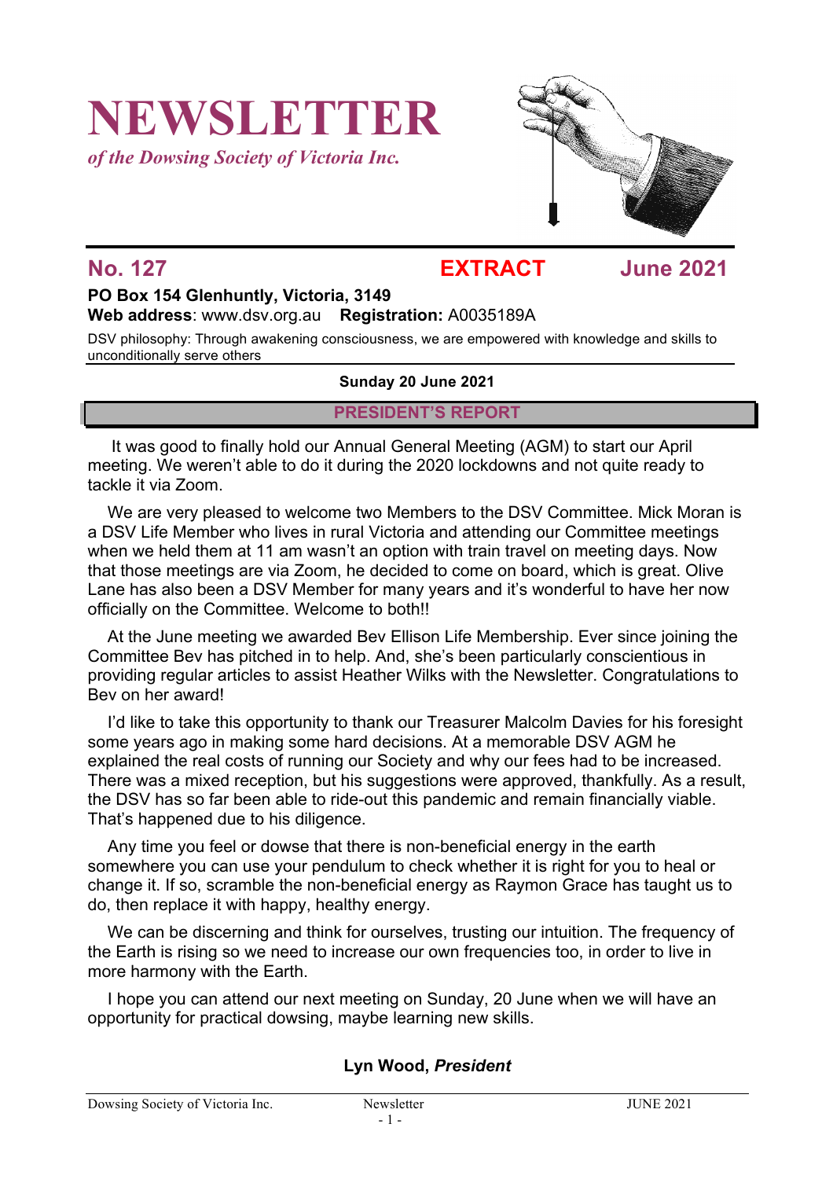# NEWSLETTER

*of the Dowsing Society of Victoria Inc.*

## No. 127 EXTRACT June 2021

**PO Box 154 Glenhuntly, Victoria, 3149**
**Web address**: www.dsv.org.au **Registration:** A0035189A

DSV philosophy: Through awakening consciousness, we are empowered with knowledge and skills to unconditionally serve others

**Sunday 20 June 2021**

## PRESIDENT'S REPORT

It was good to finally hold our Annual General Meeting (AGM) to start our April meeting. We weren't able to do it during the 2020 lockdowns and not quite ready to tackle it via Zoom.

We are very pleased to welcome two Members to the DSV Committee. Mick Moran is a DSV Life Member who lives in rural Victoria and attending our Committee meetings when we held them at 11 am wasn't an option with train travel on meeting days. Now that those meetings are via Zoom, he decided to come on board, which is great. Olive Lane has also been a DSV Member for many years and it's wonderful to have her now officially on the Committee. Welcome to both!!

At the June meeting we awarded Bev Ellison Life Membership. Ever since joining the Committee Bev has pitched in to help. And, she's been particularly conscientious in providing regular articles to assist Heather Wilks with the Newsletter. Congratulations to Bev on her award!

I'd like to take this opportunity to thank our Treasurer Malcolm Davies for his foresight some years ago in making some hard decisions. At a memorable DSV AGM he explained the real costs of running our Society and why our fees had to be increased. There was a mixed reception, but his suggestions were approved, thankfully. As a result, the DSV has so far been able to ride-out this pandemic and remain financially viable. That's happened due to his diligence.

Any time you feel or dowse that there is non-beneficial energy in the earth somewhere you can use your pendulum to check whether it is right for you to heal or change it. If so, scramble the non-beneficial energy as Raymon Grace has taught us to do, then replace it with happy, healthy energy.

We can be discerning and think for ourselves, trusting our intuition. The frequency of the Earth is rising so we need to increase our own frequencies too, in order to live in more harmony with the Earth.

I hope you can attend our next meeting on Sunday, 20 June when we will have an opportunity for practical dowsing, maybe learning new skills.

**Lyn Wood, *President***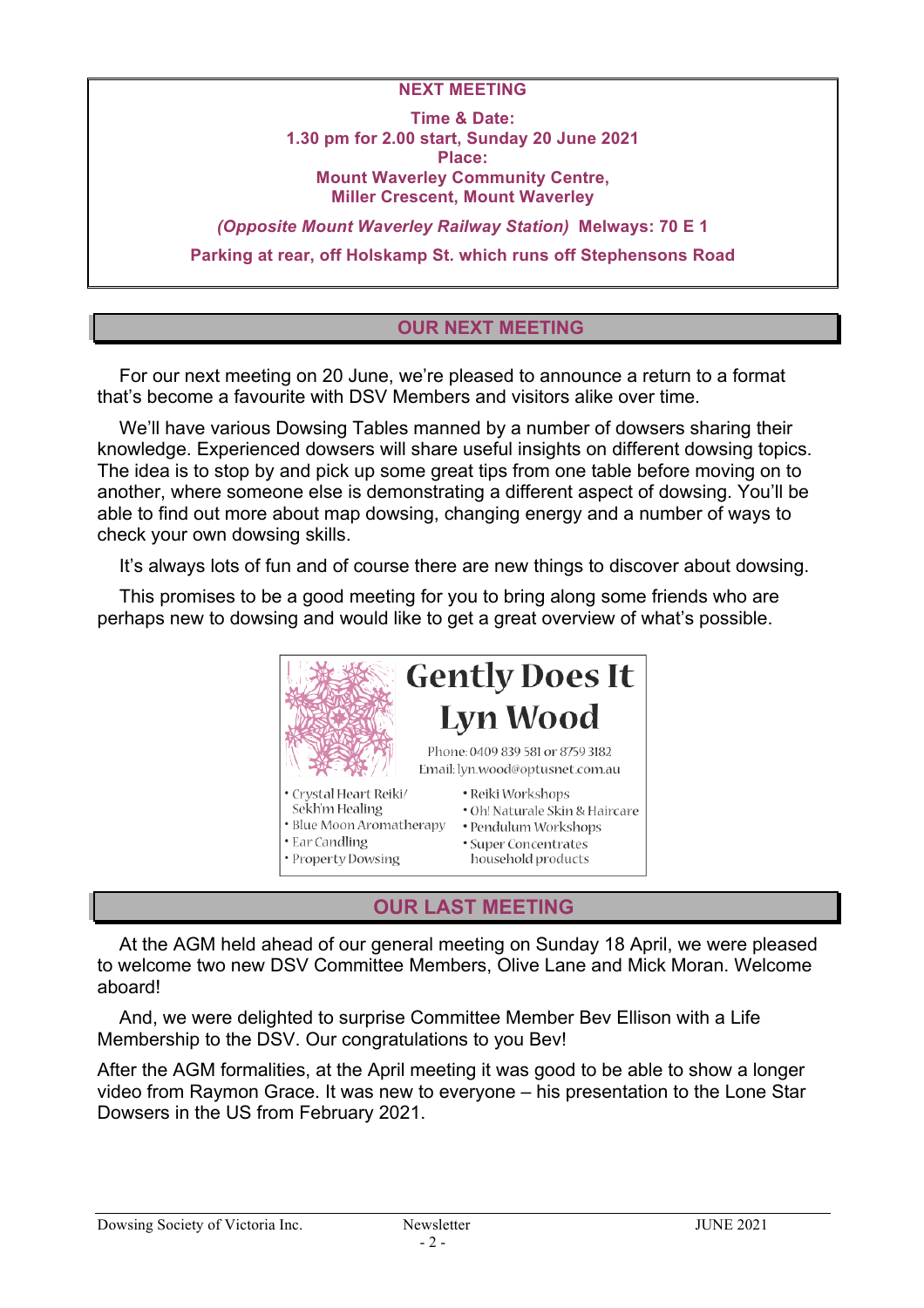**NEXT MEETING**

**Time & Date:**
**1.30 pm for 2.00 start, Sunday 20 June 2021**
**Place:**
**Mount Waverley Community Centre,**
**Miller Crescent, Mount Waverley**

***(Opposite Mount Waverley Railway Station)* Melways: 70 E 1**

**Parking at rear, off Holskamp St. which runs off Stephensons Road**

## OUR NEXT MEETING

For our next meeting on 20 June, we're pleased to announce a return to a format that's become a favourite with DSV Members and visitors alike over time.

We'll have various Dowsing Tables manned by a number of dowsers sharing their knowledge. Experienced dowsers will share useful insights on different dowsing topics. The idea is to stop by and pick up some great tips from one table before moving on to another, where someone else is demonstrating a different aspect of dowsing. You'll be able to find out more about map dowsing, changing energy and a number of ways to check your own dowsing skills.

It's always lots of fun and of course there are new things to discover about dowsing.

This promises to be a good meeting for you to bring along some friends who are perhaps new to dowsing and would like to get a great overview of what's possible.

**Gently Does It**
**Lyn Wood**

Phone: 0409 839 581 or 8759 3182
Email: lyn.wood@optusnet.com.au

- Crystal Heart Reiki/ Sekh'm Healing
- Blue Moon Aromatherapy
- Ear Candling
- Property Dowsing
- Reiki Workshops
- Oh! Naturale Skin & Haircare
- Pendulum Workshops
- Super Concentrates household products

## OUR LAST MEETING

At the AGM held ahead of our general meeting on Sunday 18 April, we were pleased to welcome two new DSV Committee Members, Olive Lane and Mick Moran. Welcome aboard!

And, we were delighted to surprise Committee Member Bev Ellison with a Life Membership to the DSV. Our congratulations to you Bev!

After the AGM formalities, at the April meeting it was good to be able to show a longer video from Raymon Grace. It was new to everyone – his presentation to the Lone Star Dowsers in the US from February 2021.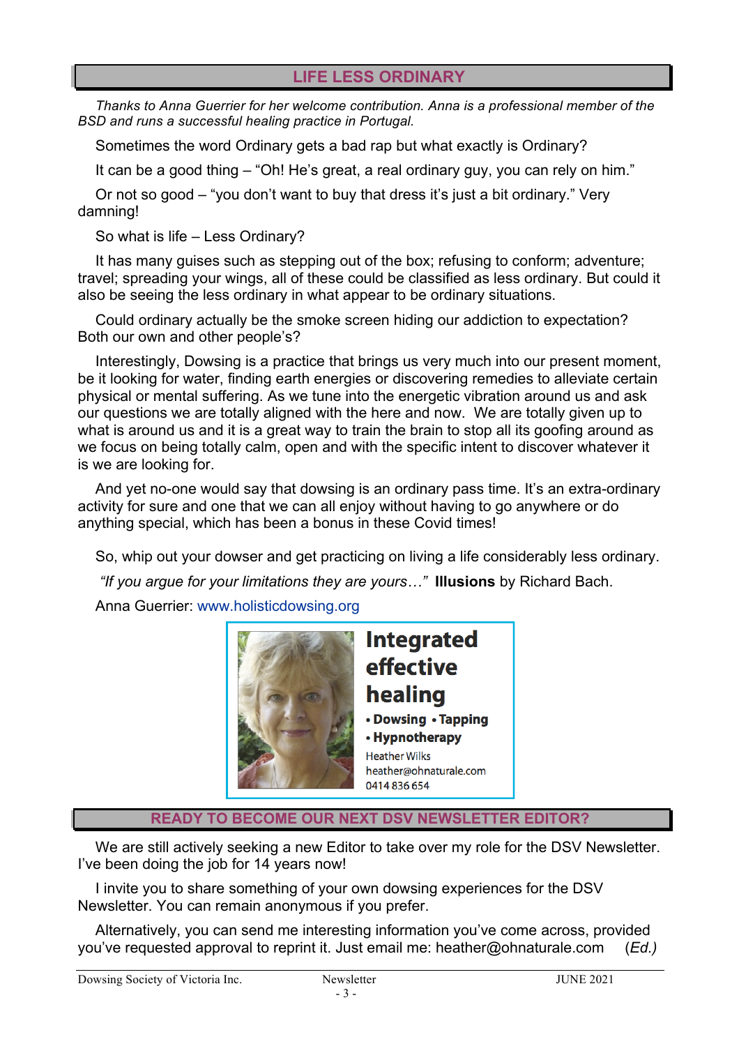## LIFE LESS ORDINARY

*Thanks to Anna Guerrier for her welcome contribution. Anna is a professional member of the BSD and runs a successful healing practice in Portugal.*

Sometimes the word Ordinary gets a bad rap but what exactly is Ordinary?

It can be a good thing – “Oh! He’s great, a real ordinary guy, you can rely on him.”

Or not so good – “you don’t want to buy that dress it’s just a bit ordinary.” Very damning!

So what is life – Less Ordinary?

It has many guises such as stepping out of the box; refusing to conform; adventure; travel; spreading your wings, all of these could be classified as less ordinary. But could it also be seeing the less ordinary in what appear to be ordinary situations.

Could ordinary actually be the smoke screen hiding our addiction to expectation? Both our own and other people’s?

Interestingly, Dowsing is a practice that brings us very much into our present moment, be it looking for water, finding earth energies or discovering remedies to alleviate certain physical or mental suffering. As we tune into the energetic vibration around us and ask our questions we are totally aligned with the here and now. We are totally given up to what is around us and it is a great way to train the brain to stop all its goofing around as we focus on being totally calm, open and with the specific intent to discover whatever it is we are looking for.

And yet no-one would say that dowsing is an ordinary pass time. It’s an extra-ordinary activity for sure and one that we can all enjoy without having to go anywhere or do anything special, which has been a bonus in these Covid times!

So, whip out your dowser and get practicing on living a life considerably less ordinary.

*“If you argue for your limitations they are yours…”* **Illusions** by Richard Bach.

Anna Guerrier: www.holisticdowsing.org

**Integrated effective healing**

- **Dowsing** • **Tapping**
- **Hypnotherapy**

Heather Wilks
heather@ohnaturale.com
0414 836 654

## READY TO BECOME OUR NEXT DSV NEWSLETTER EDITOR?

We are still actively seeking a new Editor to take over my role for the DSV Newsletter. I’ve been doing the job for 14 years now!

I invite you to share something of your own dowsing experiences for the DSV Newsletter. You can remain anonymous if you prefer.

Alternatively, you can send me interesting information you’ve come across, provided you’ve requested approval to reprint it. Just email me: heather@ohnaturale.com (*Ed.)*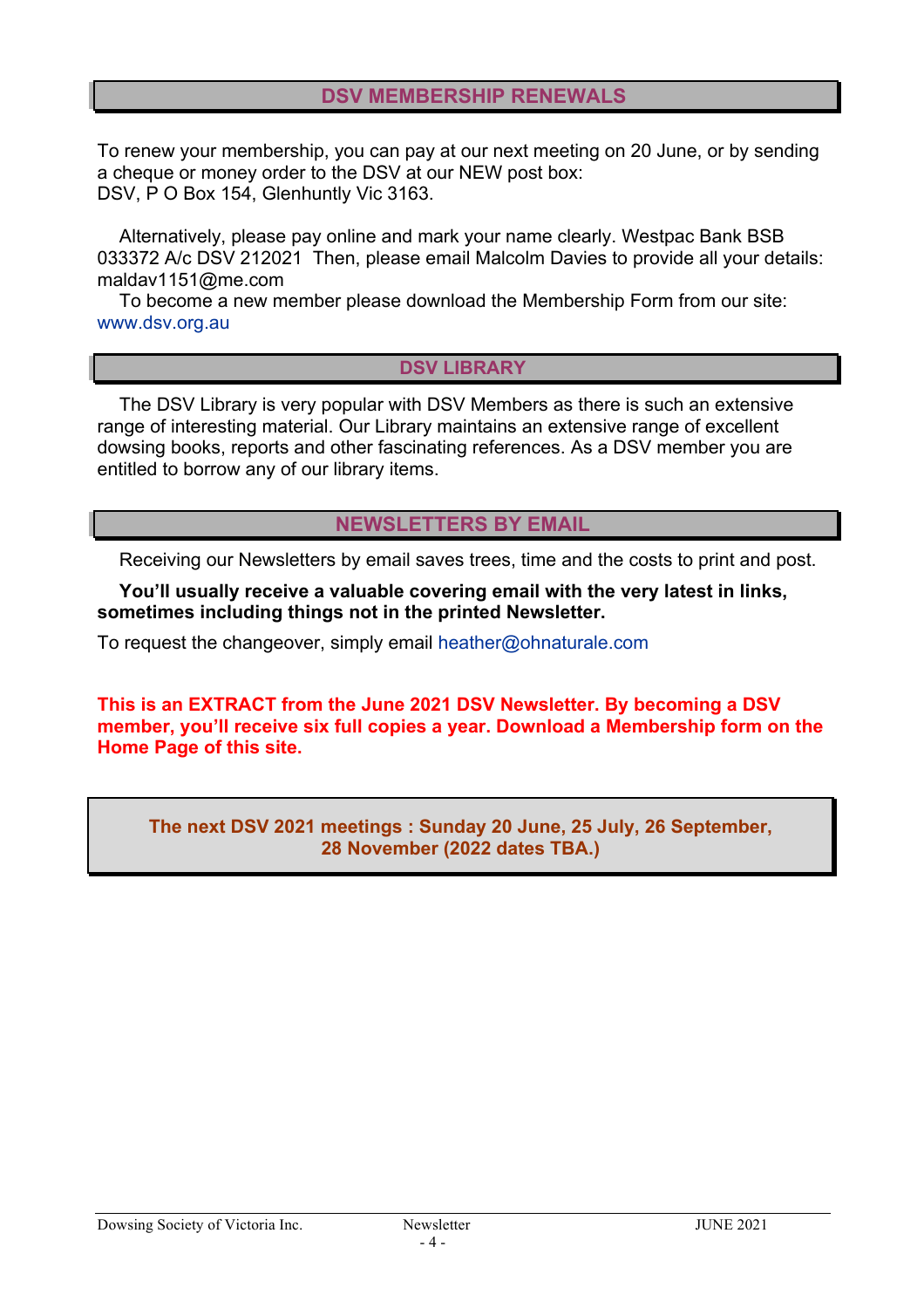## DSV MEMBERSHIP RENEWALS

To renew your membership, you can pay at our next meeting on 20 June, or by sending a cheque or money order to the DSV at our NEW post box:
DSV, P O Box 154, Glenhuntly Vic 3163.

Alternatively, please pay online and mark your name clearly. Westpac Bank BSB 033372 A/c DSV 212021 Then, please email Malcolm Davies to provide all your details: maldav1151@me.com

To become a new member please download the Membership Form from our site: www.dsv.org.au

## DSV LIBRARY

The DSV Library is very popular with DSV Members as there is such an extensive range of interesting material. Our Library maintains an extensive range of excellent dowsing books, reports and other fascinating references. As a DSV member you are entitled to borrow any of our library items.

## NEWSLETTERS BY EMAIL

Receiving our Newsletters by email saves trees, time and the costs to print and post.

**You'll usually receive a valuable covering email with the very latest in links, sometimes including things not in the printed Newsletter.**

To request the changeover, simply email heather@ohnaturale.com

**This is an EXTRACT from the June 2021 DSV Newsletter. By becoming a DSV member, you'll receive six full copies a year. Download a Membership form on the Home Page of this site.**

**The next DSV 2021 meetings : Sunday 20 June, 25 July, 26 September, 28 November (2022 dates TBA.)**